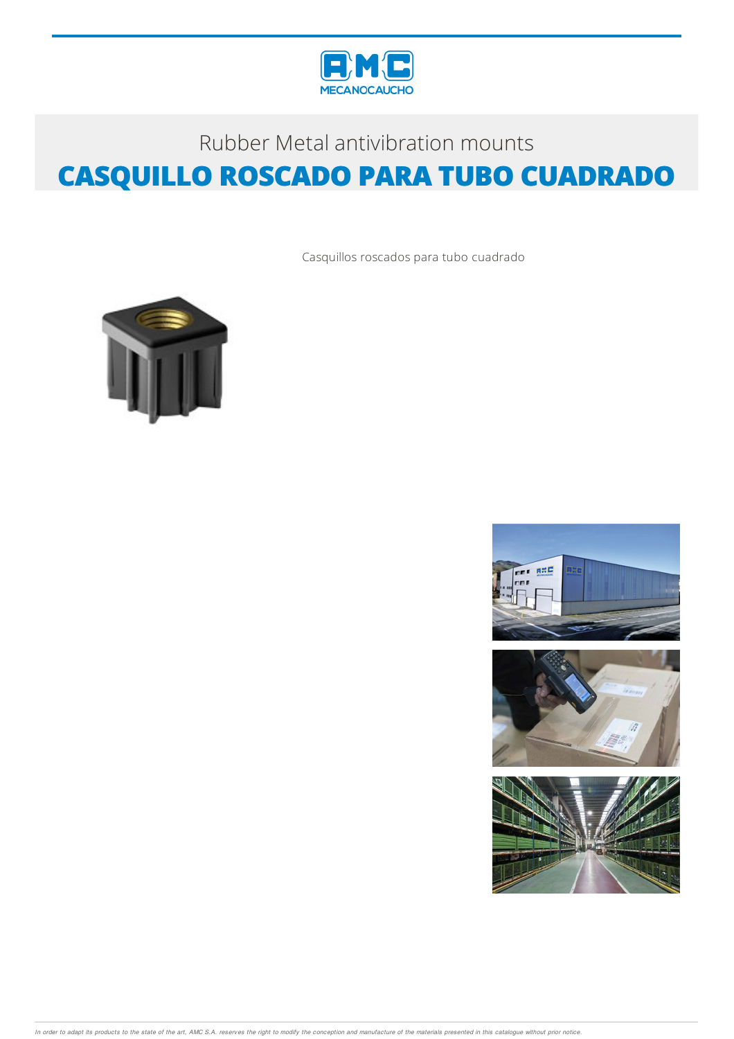Rubber Metal antivibration mounts

# CASQUILLO ROSCADO PARA TUBO CUADRADO

Casquillos roscados para tubo cuadrado

*In order to adapt its products to the state of the art, AMC S.A. reserves the right to modify the conception and manufacture of the materials presented in this catalogue without prior notice.*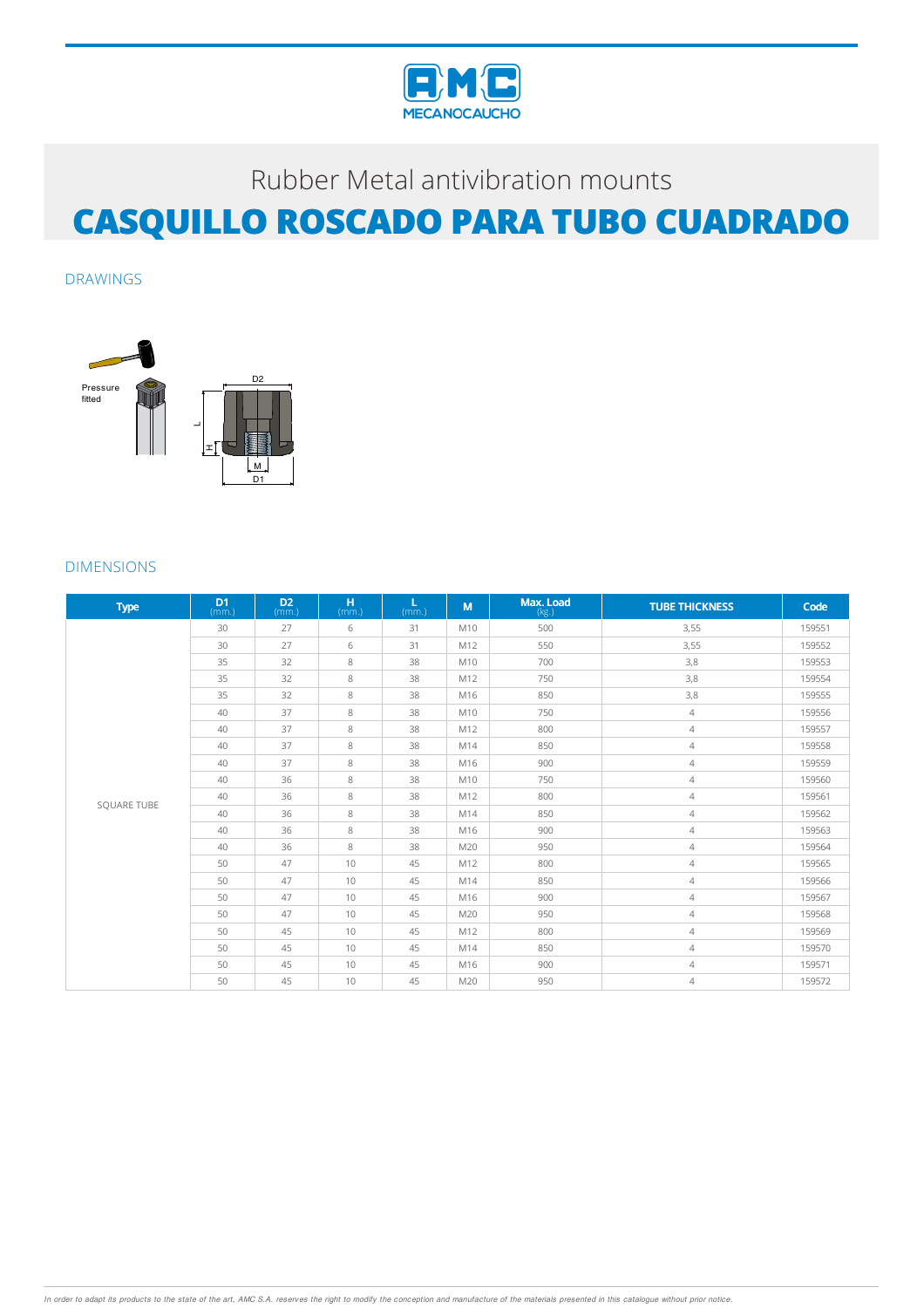Rubber Metal antivibration mounts

# CASQUILLO ROSCADO PARA TUBO CUADRADO

## DRAWINGS

Pressure fitted

D2

L

H

M

D1

## DIMENSIONS

| Type | D1 (mm.) | D2 (mm.) | H (mm.) | L (mm.) | M | Max. Load (kg.) | TUBE THICKNESS | Code |
|---|---|---|---|---|---|---|---|---|
| SQUARE TUBE | 30 | 27 | 6 | 31 | M10 | 500 | 3,55 | 159551 |
| | 30 | 27 | 6 | 31 | M12 | 550 | 3,55 | 159552 |
| | 35 | 32 | 8 | 38 | M10 | 700 | 3,8 | 159553 |
| | 35 | 32 | 8 | 38 | M12 | 750 | 3,8 | 159554 |
| | 35 | 32 | 8 | 38 | M16 | 850 | 3,8 | 159555 |
| | 40 | 37 | 8 | 38 | M10 | 750 | 4 | 159556 |
| | 40 | 37 | 8 | 38 | M12 | 800 | 4 | 159557 |
| | 40 | 37 | 8 | 38 | M14 | 850 | 4 | 159558 |
| | 40 | 37 | 8 | 38 | M16 | 900 | 4 | 159559 |
| | 40 | 36 | 8 | 38 | M10 | 750 | 4 | 159560 |
| | 40 | 36 | 8 | 38 | M12 | 800 | 4 | 159561 |
| | 40 | 36 | 8 | 38 | M14 | 850 | 4 | 159562 |
| | 40 | 36 | 8 | 38 | M16 | 900 | 4 | 159563 |
| | 40 | 36 | 8 | 38 | M20 | 950 | 4 | 159564 |
| | 50 | 47 | 10 | 45 | M12 | 800 | 4 | 159565 |
| | 50 | 47 | 10 | 45 | M14 | 850 | 4 | 159566 |
| | 50 | 47 | 10 | 45 | M16 | 900 | 4 | 159567 |
| | 50 | 47 | 10 | 45 | M20 | 950 | 4 | 159568 |
| | 50 | 45 | 10 | 45 | M12 | 800 | 4 | 159569 |
| | 50 | 45 | 10 | 45 | M14 | 850 | 4 | 159570 |
| | 50 | 45 | 10 | 45 | M16 | 900 | 4 | 159571 |
| | 50 | 45 | 10 | 45 | M20 | 950 | 4 | 159572 |

*In order to adapt its products to the state of the art, AMC S.A. reserves the right to modify the conception and manufacture of the materials presented in this catalogue without prior notice.*